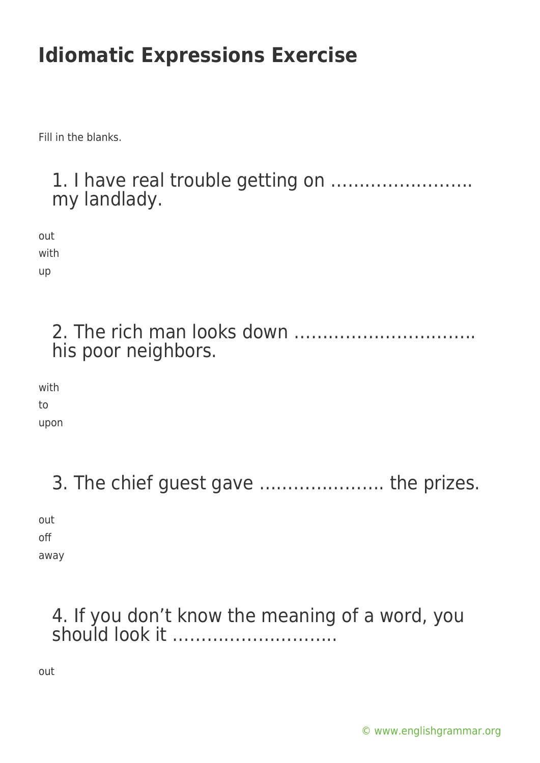# Idiomatic Expressions Exercise

Fill in the blanks.

## 1. I have real trouble getting on ……………………. my landlady.

out
with
up

## 2. The rich man looks down ………………………….. his poor neighbors.

with
to
upon

## 3. The chief guest gave …………………. the prizes.

out
off
away

## 4. If you don't know the meaning of a word, you should look it ……………………….

out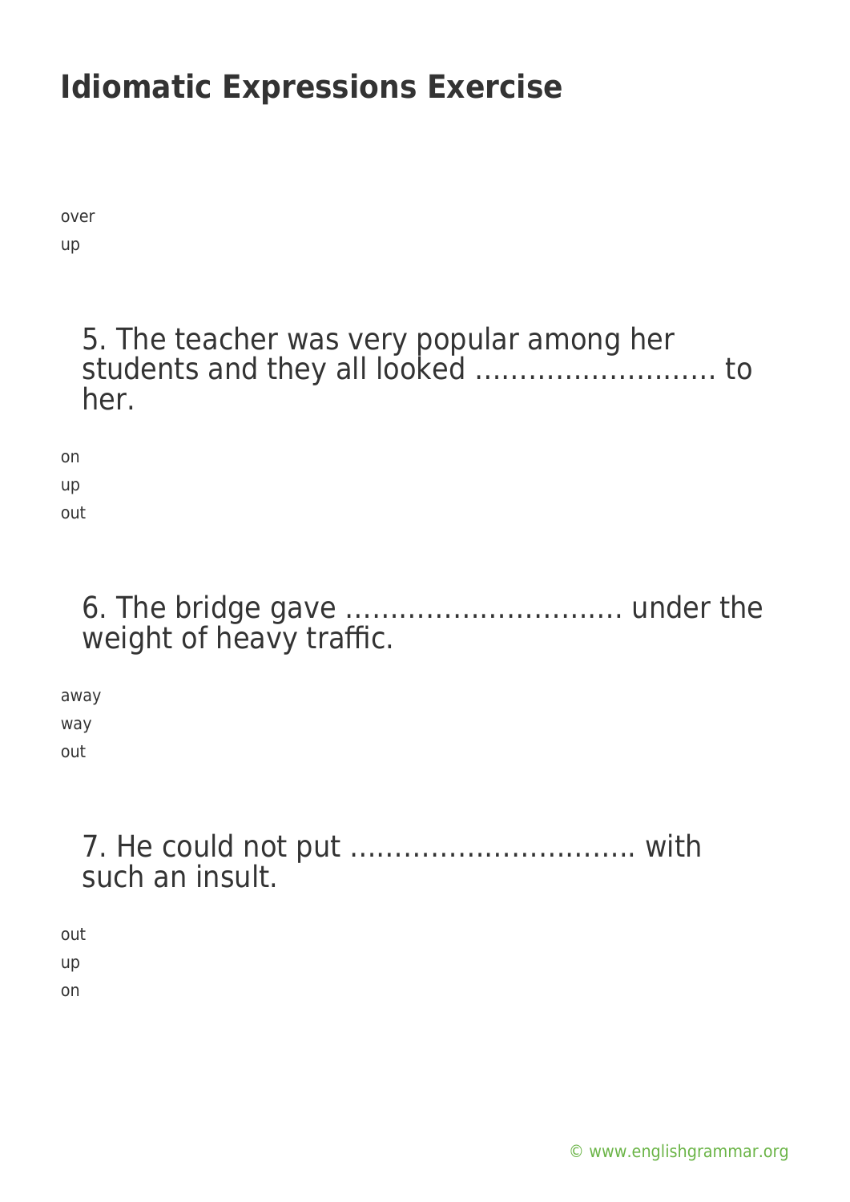# Idiomatic Expressions Exercise

over

up

5. The teacher was very popular among her students and they all looked ……………………… to her.

on

up

out

6. The bridge gave ………………………… under the weight of heavy traffic.

away

way

out

7. He could not put ………………………….. with such an insult.

out

up

on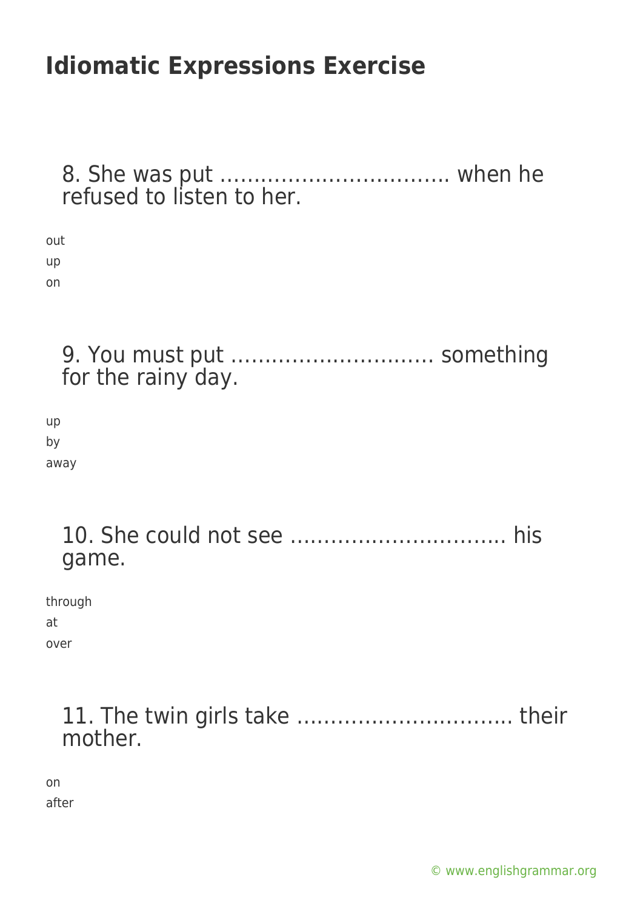# Idiomatic Expressions Exercise

8. She was put ……………………………. when he refused to listen to her.

out
up
on

9. You must put ………………………… something for the rainy day.

up
by
away

10. She could not see ………………………….. his game.

through
at
over

11. The twin girls take ………………………….. their mother.

on
after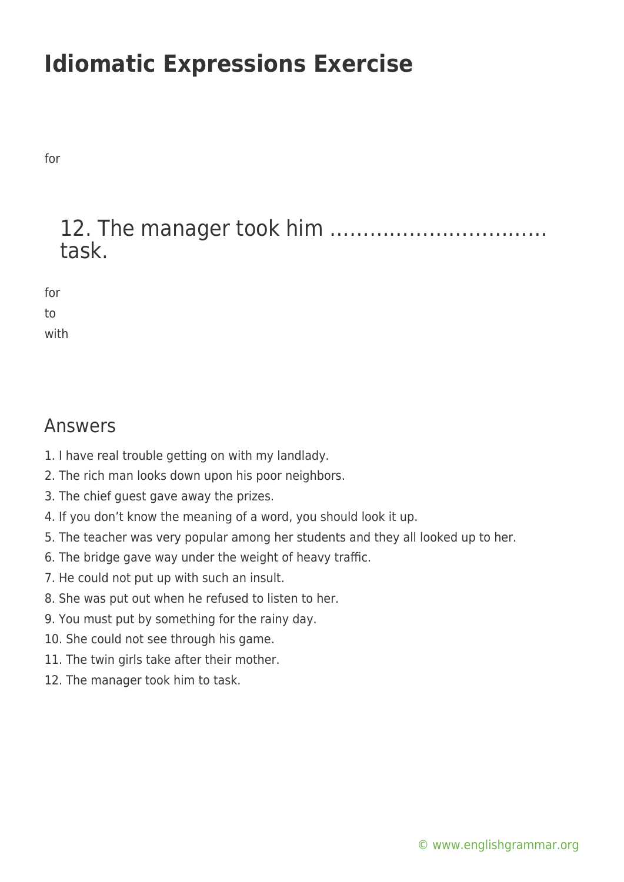# Idiomatic Expressions Exercise

for

### 12. The manager took him …………………………… task.

for

to

with

## Answers

1. I have real trouble getting on with my landlady.
2. The rich man looks down upon his poor neighbors.
3. The chief guest gave away the prizes.
4. If you don't know the meaning of a word, you should look it up.
5. The teacher was very popular among her students and they all looked up to her.
6. The bridge gave way under the weight of heavy traffic.
7. He could not put up with such an insult.
8. She was put out when he refused to listen to her.
9. You must put by something for the rainy day.
10. She could not see through his game.
11. The twin girls take after their mother.
12. The manager took him to task.